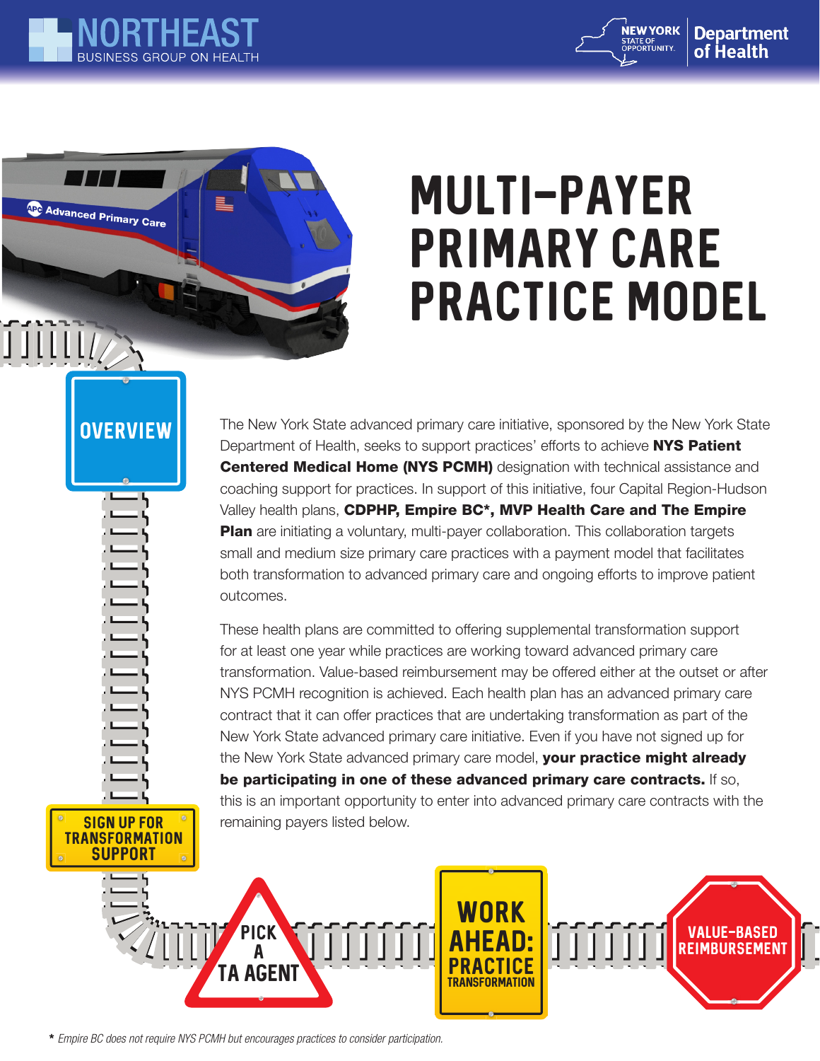NORTHEAST BUSINESS GROUP ON HEALTH

NEW YORK STATE OF OPPORTUNITY. Department of Health

# MULTI-PAYER PRIMARY CARE PRACTICE MODEL

## OVERVIEW

The New York State advanced primary care initiative, sponsored by the New York State Department of Health, seeks to support practices' efforts to achieve **NYS Patient Centered Medical Home (NYS PCMH)** designation with technical assistance and coaching support for practices. In support of this initiative, four Capital Region-Hudson Valley health plans, **CDPHP, Empire BC*, MVP Health Care and The Empire Plan** are initiating a voluntary, multi-payer collaboration. This collaboration targets small and medium size primary care practices with a payment model that facilitates both transformation to advanced primary care and ongoing efforts to improve patient outcomes.

These health plans are committed to offering supplemental transformation support for at least one year while practices are working toward advanced primary care transformation. Value-based reimbursement may be offered either at the outset or after NYS PCMH recognition is achieved. Each health plan has an advanced primary care contract that it can offer practices that are undertaking transformation as part of the New York State advanced primary care initiative. Even if you have not signed up for the New York State advanced primary care model, **your practice might already be participating in one of these advanced primary care contracts.** If so, this is an important opportunity to enter into advanced primary care contracts with the remaining payers listed below.

SIGN UP FOR TRANSFORMATION SUPPORT

PICK A TA AGENT

WORK AHEAD: PRACTICE TRANSFORMATION

VALUE-BASED REIMBURSEMENT

*Empire BC does not require NYS PCMH but encourages practices to consider participation.*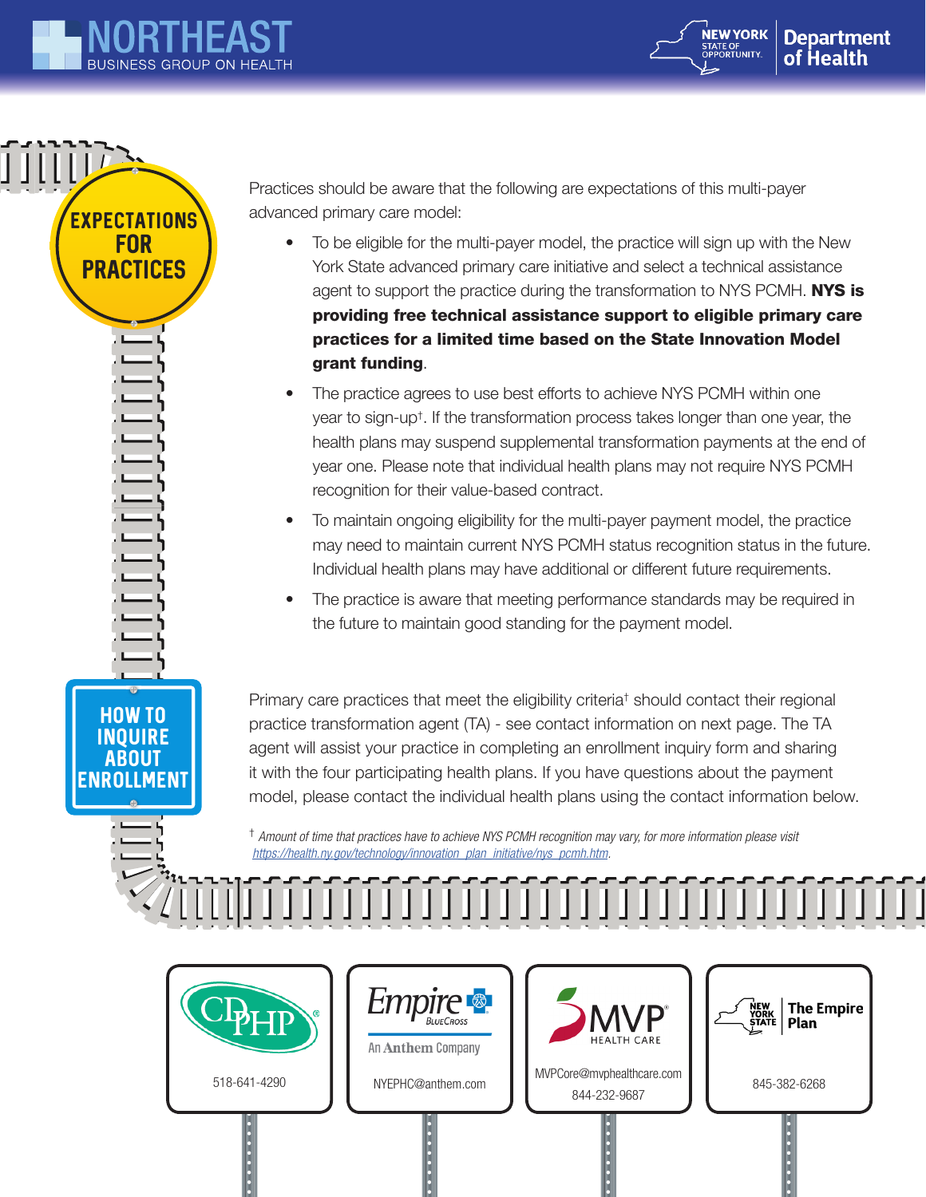## EXPECTATIONS FOR PRACTICES

Practices should be aware that the following are expectations of this multi-payer advanced primary care model:

- To be eligible for the multi-payer model, the practice will sign up with the New York State advanced primary care initiative and select a technical assistance agent to support the practice during the transformation to NYS PCMH. **NYS is providing free technical assistance support to eligible primary care practices for a limited time based on the State Innovation Model grant funding**.
- The practice agrees to use best efforts to achieve NYS PCMH within one year to sign-up†. If the transformation process takes longer than one year, the health plans may suspend supplemental transformation payments at the end of year one. Please note that individual health plans may not require NYS PCMH recognition for their value-based contract.
- To maintain ongoing eligibility for the multi-payer payment model, the practice may need to maintain current NYS PCMH status recognition status in the future. Individual health plans may have additional or different future requirements.
- The practice is aware that meeting performance standards may be required in the future to maintain good standing for the payment model.

## HOW TO INQUIRE ABOUT ENROLLMENT

Primary care practices that meet the eligibility criteria† should contact their regional practice transformation agent (TA) - see contact information on next page. The TA agent will assist your practice in completing an enrollment inquiry form and sharing it with the four participating health plans. If you have questions about the payment model, please contact the individual health plans using the contact information below.

† *Amount of time that practices have to achieve NYS PCMH recognition may vary, for more information please visit https://health.ny.gov/technology/innovation_plan_initiative/nys_pcmh.htm.*

| CDPHP | Empire BlueCross – An Anthem Company | MVP Health Care | The Empire Plan |
|---|---|---|---|
| 518-641-4290 | NYEPHC@anthem.com | MVPCore@mvphealthcare.com 844-232-9687 | 845-382-6268 |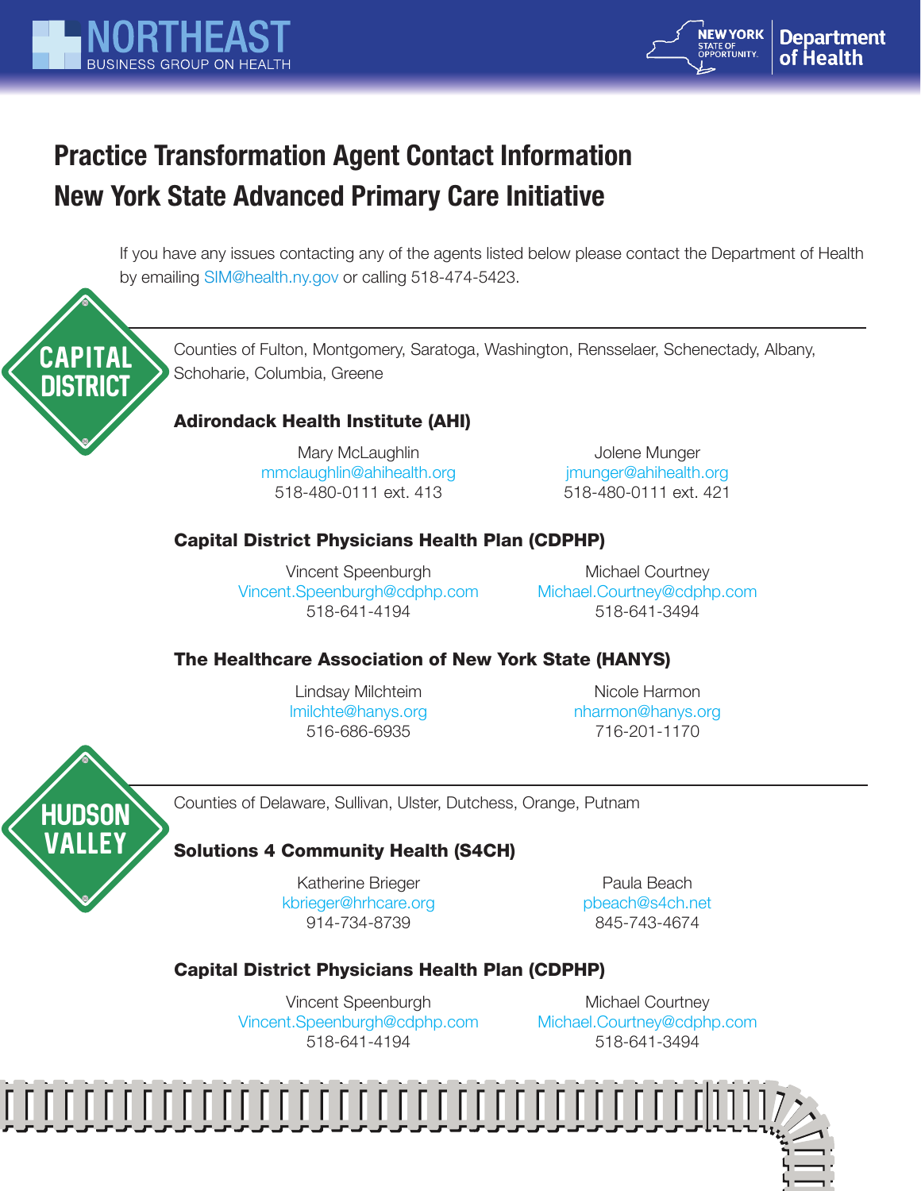# Practice Transformation Agent Contact Information

# New York State Advanced Primary Care Initiative

If you have any issues contacting any of the agents listed below please contact the Department of Health by emailing SIM@health.ny.gov or calling 518-474-5423.

## CAPITAL DISTRICT

Counties of Fulton, Montgomery, Saratoga, Washington, Rensselaer, Schenectady, Albany, Schoharie, Columbia, Greene

### Adirondack Health Institute (AHI)

Mary McLaughlin
mmclaughlin@ahihealth.org
518-480-0111 ext. 413

Jolene Munger
jmunger@ahihealth.org
518-480-0111 ext. 421

### Capital District Physicians Health Plan (CDPHP)

Vincent Speenburgh
Vincent.Speenburgh@cdphp.com
518-641-4194

Michael Courtney
Michael.Courtney@cdphp.com
518-641-3494

### The Healthcare Association of New York State (HANYS)

Lindsay Milchteim
lmilchte@hanys.org
516-686-6935

Nicole Harmon
nharmon@hanys.org
716-201-1170

## HUDSON VALLEY

Counties of Delaware, Sullivan, Ulster, Dutchess, Orange, Putnam

### Solutions 4 Community Health (S4CH)

Katherine Brieger
kbrieger@hrhcare.org
914-734-8739

Paula Beach
pbeach@s4ch.net
845-743-4674

### Capital District Physicians Health Plan (CDPHP)

Vincent Speenburgh
Vincent.Speenburgh@cdphp.com
518-641-4194

Michael Courtney
Michael.Courtney@cdphp.com
518-641-3494